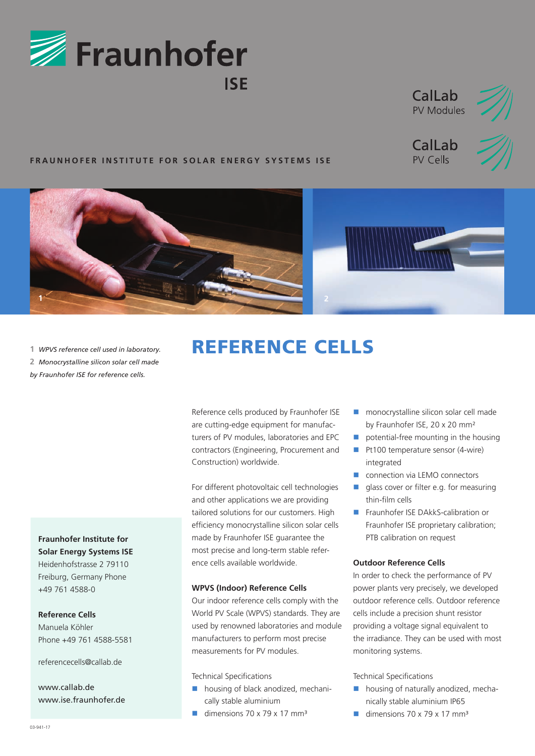# Fraunhofer ISE

CalLab PV Modules

CalLab PV Cells

**FRAUNHOFER INSTITUTE FOR SOLAR ENERGY SYSTEMS ISE**

1 *WPVS reference cell used in laboratory.*

2 *Monocrystalline silicon solar cell made by Fraunhofer ISE for reference cells.*

# REFERENCE CELLS

Reference cells produced by Fraunhofer ISE are cutting-edge equipment for manufacturers of PV modules, laboratories and EPC contractors (Engineering, Procurement and Construction) worldwide.

For different photovoltaic cell technologies and other applications we are providing tailored solutions for our customers. High efficiency monocrystalline silicon solar cells made by Fraunhofer ISE guarantee the most precise and long-term stable reference cells available worldwide.

### WPVS (Indoor) Reference Cells

Our indoor reference cells comply with the World PV Scale (WPVS) standards. They are used by renowned laboratories and module manufacturers to perform most precise measurements for PV modules.

Technical Specifications

- housing of black anodized, mechanically stable aluminium
- dimensions 70 x 79 x 17 mm³
- monocrystalline silicon solar cell made by Fraunhofer ISE, 20 x 20 mm²
- potential-free mounting in the housing
- Pt100 temperature sensor (4-wire) integrated
- connection via LEMO connectors
- glass cover or filter e.g. for measuring thin-film cells
- Fraunhofer ISE DAkkS-calibration or Fraunhofer ISE proprietary calibration; PTB calibration on request

### Outdoor Reference Cells

In order to check the performance of PV power plants very precisely, we developed outdoor reference cells. Outdoor reference cells include a precision shunt resistor providing a voltage signal equivalent to the irradiance. They can be used with most monitoring systems.

Technical Specifications

- housing of naturally anodized, mechanically stable aluminium IP65
- dimensions 70 x 79 x 17 mm³

**Fraunhofer Institute for Solar Energy Systems ISE**
Heidenhofstrasse 2 79110
Freiburg, Germany Phone
+49 761 4588-0

**Reference Cells**
Manuela Köhler
Phone +49 761 4588-5581

referencecells@callab.de

www.callab.de
www.ise.fraunhofer.de

03-941-17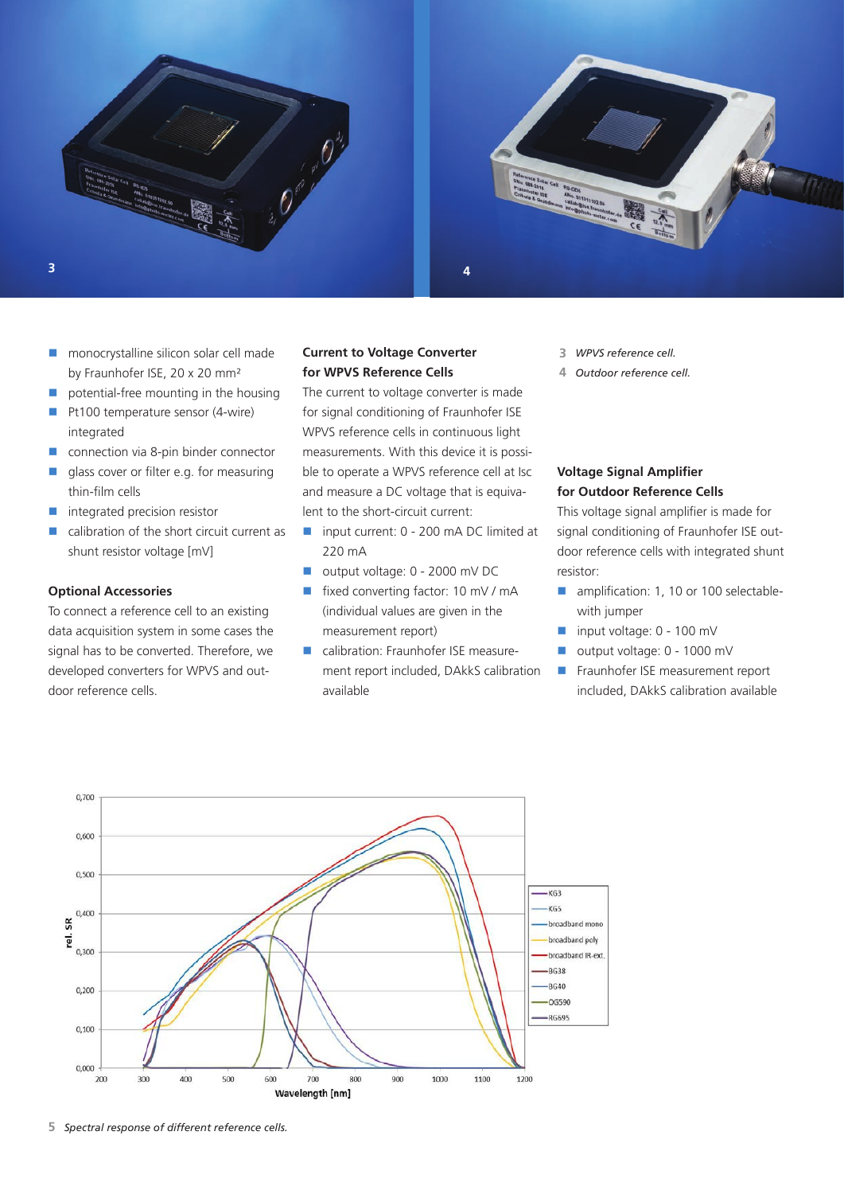- monocrystalline silicon solar cell made by Fraunhofer ISE, 20 x 20 mm²
- potential-free mounting in the housing
- Pt100 temperature sensor (4-wire) integrated
- connection via 8-pin binder connector
- glass cover or filter e.g. for measuring thin-film cells
- integrated precision resistor
- calibration of the short circuit current as shunt resistor voltage [mV]

### Optional Accessories

To connect a reference cell to an existing data acquisition system in some cases the signal has to be converted. Therefore, we developed converters for WPVS and outdoor reference cells.

### Current to Voltage Converter for WPVS Reference Cells

The current to voltage converter is made for signal conditioning of Fraunhofer ISE WPVS reference cells in continuous light measurements. With this device it is possible to operate a WPVS reference cell at Isc and measure a DC voltage that is equivalent to the short-circuit current:

- input current: 0 - 200 mA DC limited at 220 mA
- output voltage: 0 - 2000 mV DC
- fixed converting factor: 10 mV / mA (individual values are given in the measurement report)
- calibration: Fraunhofer ISE measurement report included, DAkkS calibration available

**3** *WPVS reference cell.*

**4** *Outdoor reference cell.*

### Voltage Signal Amplifier for Outdoor Reference Cells

This voltage signal amplifier is made for signal conditioning of Fraunhofer ISE outdoor reference cells with integrated shunt resistor:

- amplification: 1, 10 or 100 selectable with jumper
- input voltage: 0 - 100 mV
- output voltage: 0 - 1000 mV
- Fraunhofer ISE measurement report included, DAkkS calibration available

rel. SR
0,700
0,600
0,500
0,400
0,300
0,200
0,100
0,000
200 300 400 500 600 700 800 900 1000 1100 1200
Wavelength [nm]
KG3
KG5
broadband mono
broadband poly
broadband IR-ext.
BG38
BG40
OG590
RG695

**5** *Spectral response of different reference cells.*